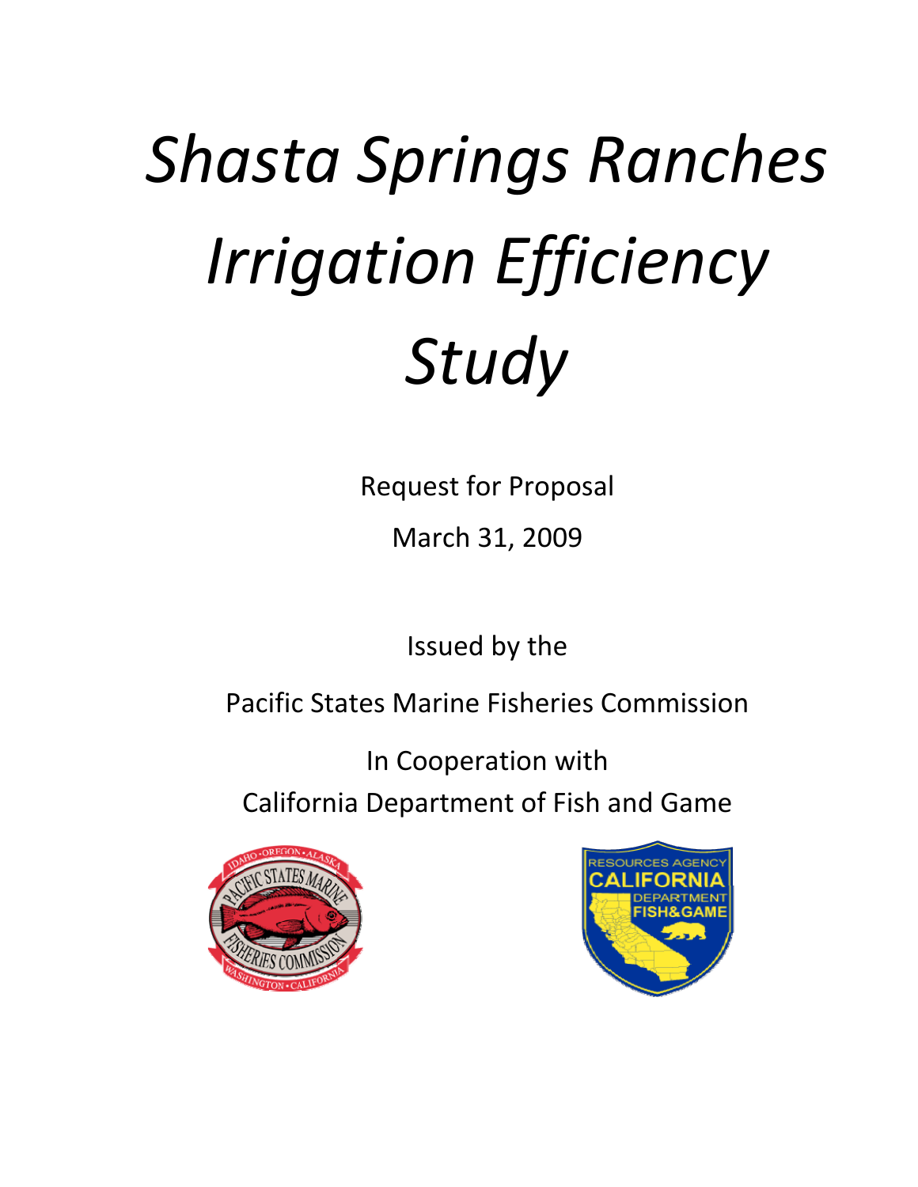# *Shasta Springs Ranches Irrigation Efficiency Study*

Request for Proposal

March 31, 2009

Issued by the

Pacific States Marine Fisheries Commission

In Cooperation with

California Department of Fish and Game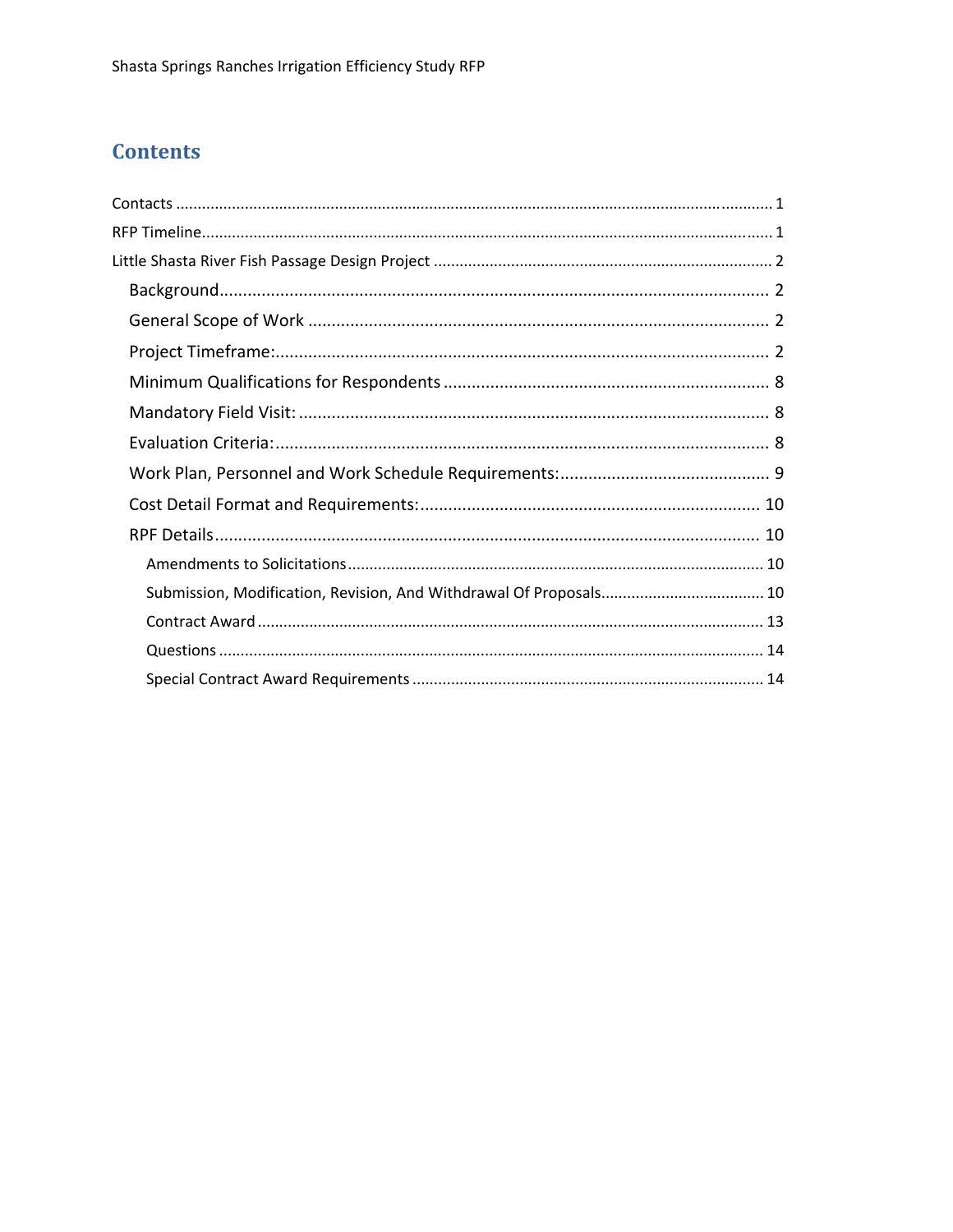# Contents

Contacts ........................................................................................................................................ 1
RFP Timeline.................................................................................................................................. 1
Little Shasta River Fish Passage Design Project ............................................................................ 2
- Background.................................................................................................................... 2
- General Scope of Work ................................................................................................. 2
- Project Timeframe:......................................................................................................... 2
- Minimum Qualifications for Respondents .................................................................... 8
- Mandatory Field Visit: ................................................................................................... 8
- Evaluation Criteria:......................................................................................................... 8
- Work Plan, Personnel and Work Schedule Requirements:............................................ 9
- Cost Detail Format and Requirements:........................................................................ 10
- RPF Details................................................................................................................... 10
  - Amendments to Solicitations.............................................................................................. 10
  - Submission, Modification, Revision, And Withdrawal Of Proposals..................................... 10
  - Contract Award .................................................................................................................. 13
  - Questions ........................................................................................................................... 14
  - Special Contract Award Requirements ............................................................................... 14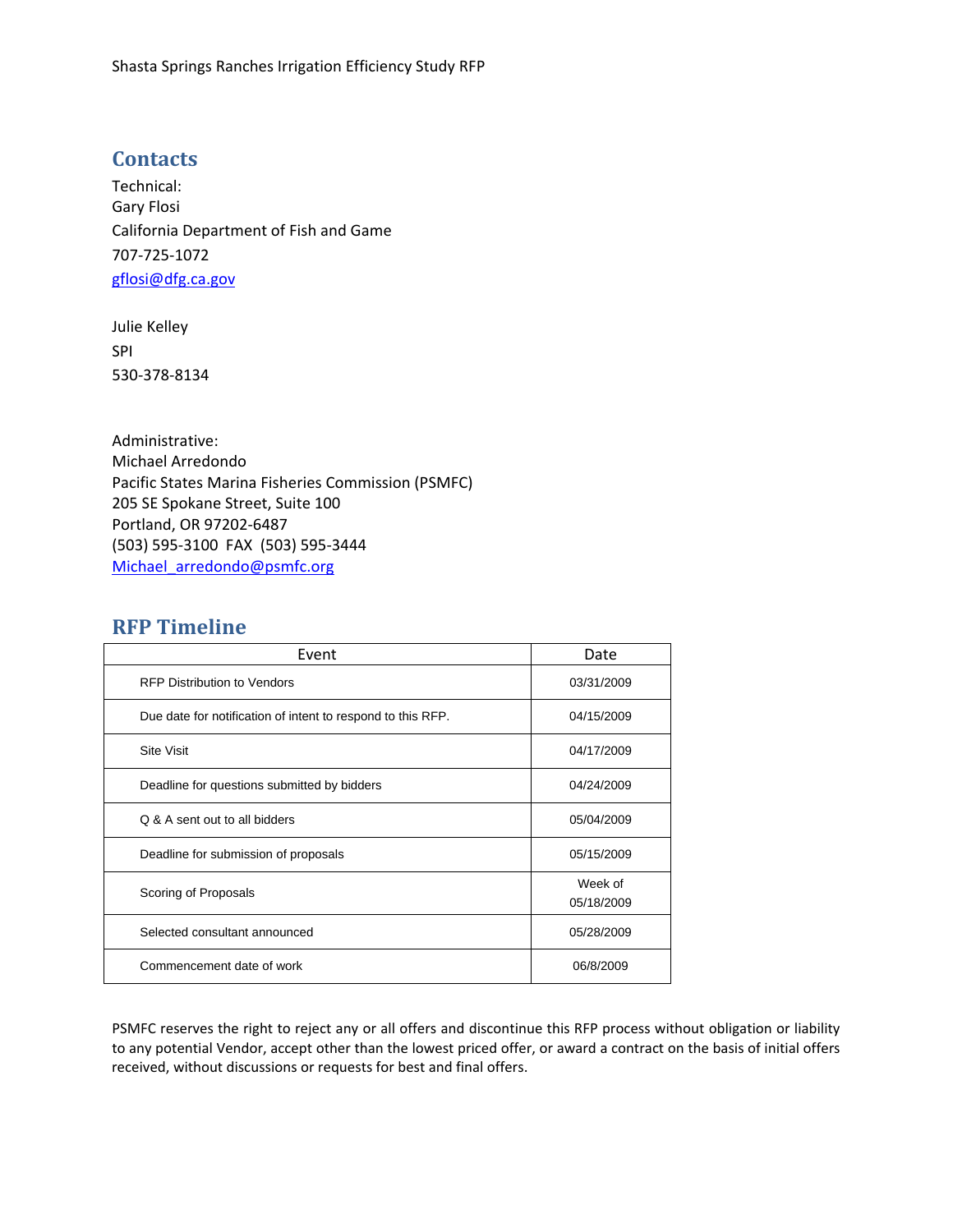## Contacts

Technical:
Gary Flosi
California Department of Fish and Game
707-725-1072
gflosi@dfg.ca.gov

Julie Kelley
SPI
530-378-8134

Administrative:
Michael Arredondo
Pacific States Marina Fisheries Commission (PSMFC)
205 SE Spokane Street, Suite 100
Portland, OR 97202-6487
(503) 595-3100 FAX (503) 595-3444
Michael_arredondo@psmfc.org

## RFP Timeline

| Event | Date |
|---|---|
| RFP Distribution to Vendors | 03/31/2009 |
| Due date for notification of intent to respond to this RFP. | 04/15/2009 |
| Site Visit | 04/17/2009 |
| Deadline for questions submitted by bidders | 04/24/2009 |
| Q & A sent out to all bidders | 05/04/2009 |
| Deadline for submission of proposals | 05/15/2009 |
| Scoring of Proposals | Week of 05/18/2009 |
| Selected consultant announced | 05/28/2009 |
| Commencement date of work | 06/8/2009 |

PSMFC reserves the right to reject any or all offers and discontinue this RFP process without obligation or liability to any potential Vendor, accept other than the lowest priced offer, or award a contract on the basis of initial offers received, without discussions or requests for best and final offers.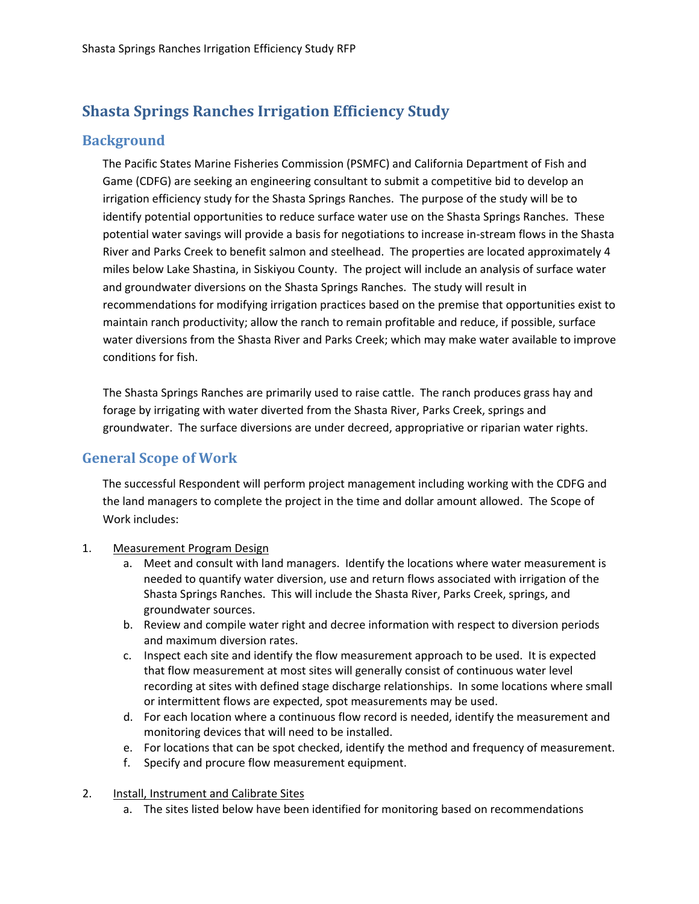# Shasta Springs Ranches Irrigation Efficiency Study

## Background

The Pacific States Marine Fisheries Commission (PSMFC) and California Department of Fish and Game (CDFG) are seeking an engineering consultant to submit a competitive bid to develop an irrigation efficiency study for the Shasta Springs Ranches. The purpose of the study will be to identify potential opportunities to reduce surface water use on the Shasta Springs Ranches. These potential water savings will provide a basis for negotiations to increase in-stream flows in the Shasta River and Parks Creek to benefit salmon and steelhead. The properties are located approximately 4 miles below Lake Shastina, in Siskiyou County. The project will include an analysis of surface water and groundwater diversions on the Shasta Springs Ranches. The study will result in recommendations for modifying irrigation practices based on the premise that opportunities exist to maintain ranch productivity; allow the ranch to remain profitable and reduce, if possible, surface water diversions from the Shasta River and Parks Creek; which may make water available to improve conditions for fish.

The Shasta Springs Ranches are primarily used to raise cattle. The ranch produces grass hay and forage by irrigating with water diverted from the Shasta River, Parks Creek, springs and groundwater. The surface diversions are under decreed, appropriative or riparian water rights.

## General Scope of Work

The successful Respondent will perform project management including working with the CDFG and the land managers to complete the project in the time and dollar amount allowed. The Scope of Work includes:

1. Measurement Program Design
   a. Meet and consult with land managers. Identify the locations where water measurement is needed to quantify water diversion, use and return flows associated with irrigation of the Shasta Springs Ranches. This will include the Shasta River, Parks Creek, springs, and groundwater sources.
   b. Review and compile water right and decree information with respect to diversion periods and maximum diversion rates.
   c. Inspect each site and identify the flow measurement approach to be used. It is expected that flow measurement at most sites will generally consist of continuous water level recording at sites with defined stage discharge relationships. In some locations where small or intermittent flows are expected, spot measurements may be used.
   d. For each location where a continuous flow record is needed, identify the measurement and monitoring devices that will need to be installed.
   e. For locations that can be spot checked, identify the method and frequency of measurement.
   f. Specify and procure flow measurement equipment.

2. Install, Instrument and Calibrate Sites
   a. The sites listed below have been identified for monitoring based on recommendations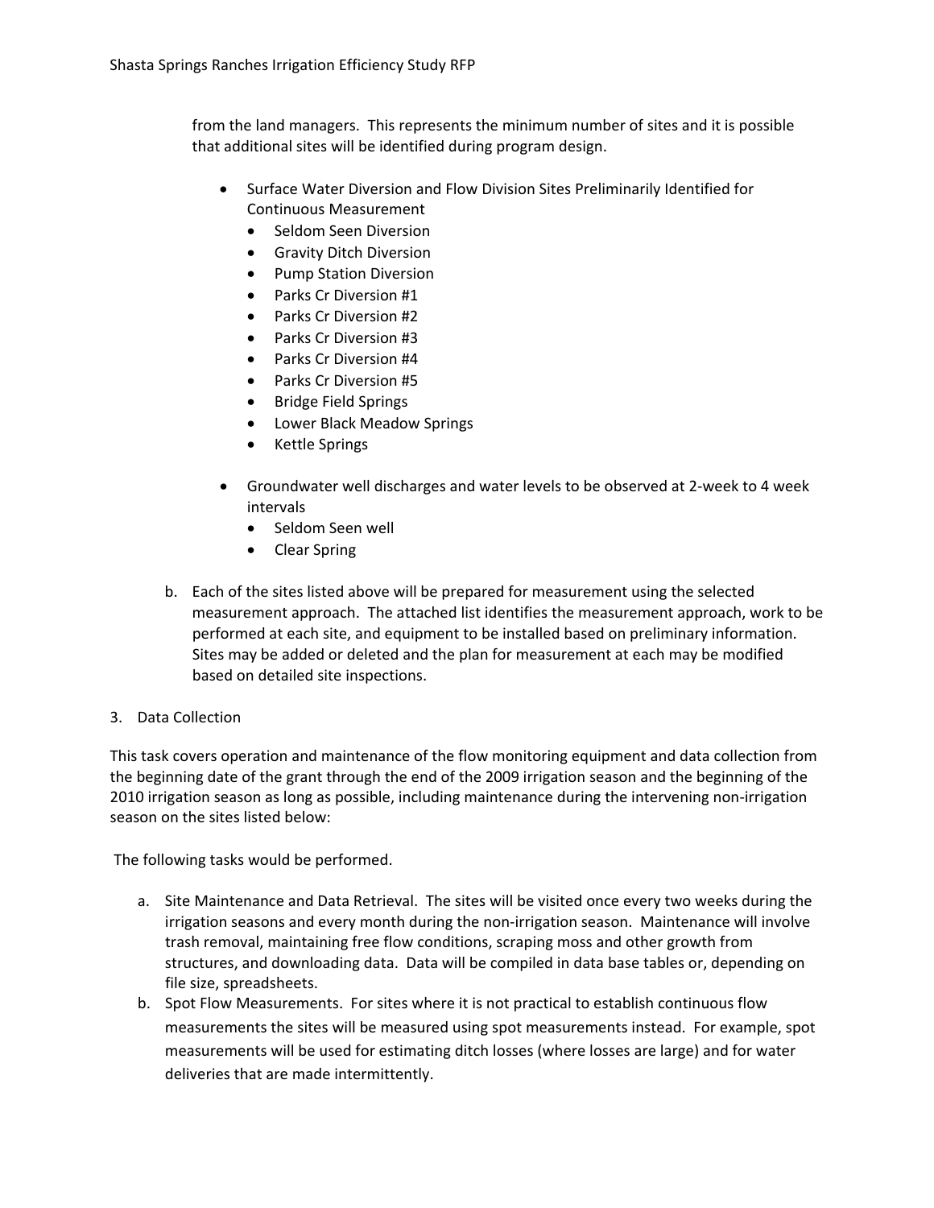from the land managers. This represents the minimum number of sites and it is possible that additional sites will be identified during program design.

- Surface Water Diversion and Flow Division Sites Preliminarily Identified for Continuous Measurement
  - Seldom Seen Diversion
  - Gravity Ditch Diversion
  - Pump Station Diversion
  - Parks Cr Diversion #1
  - Parks Cr Diversion #2
  - Parks Cr Diversion #3
  - Parks Cr Diversion #4
  - Parks Cr Diversion #5
  - Bridge Field Springs
  - Lower Black Meadow Springs
  - Kettle Springs

- Groundwater well discharges and water levels to be observed at 2-week to 4 week intervals
  - Seldom Seen well
  - Clear Spring

b. Each of the sites listed above will be prepared for measurement using the selected measurement approach. The attached list identifies the measurement approach, work to be performed at each site, and equipment to be installed based on preliminary information. Sites may be added or deleted and the plan for measurement at each may be modified based on detailed site inspections.

3. Data Collection

This task covers operation and maintenance of the flow monitoring equipment and data collection from the beginning date of the grant through the end of the 2009 irrigation season and the beginning of the 2010 irrigation season as long as possible, including maintenance during the intervening non-irrigation season on the sites listed below:

The following tasks would be performed.

a. Site Maintenance and Data Retrieval. The sites will be visited once every two weeks during the irrigation seasons and every month during the non-irrigation season. Maintenance will involve trash removal, maintaining free flow conditions, scraping moss and other growth from structures, and downloading data. Data will be compiled in data base tables or, depending on file size, spreadsheets.

b. Spot Flow Measurements. For sites where it is not practical to establish continuous flow measurements the sites will be measured using spot measurements instead. For example, spot measurements will be used for estimating ditch losses (where losses are large) and for water deliveries that are made intermittently.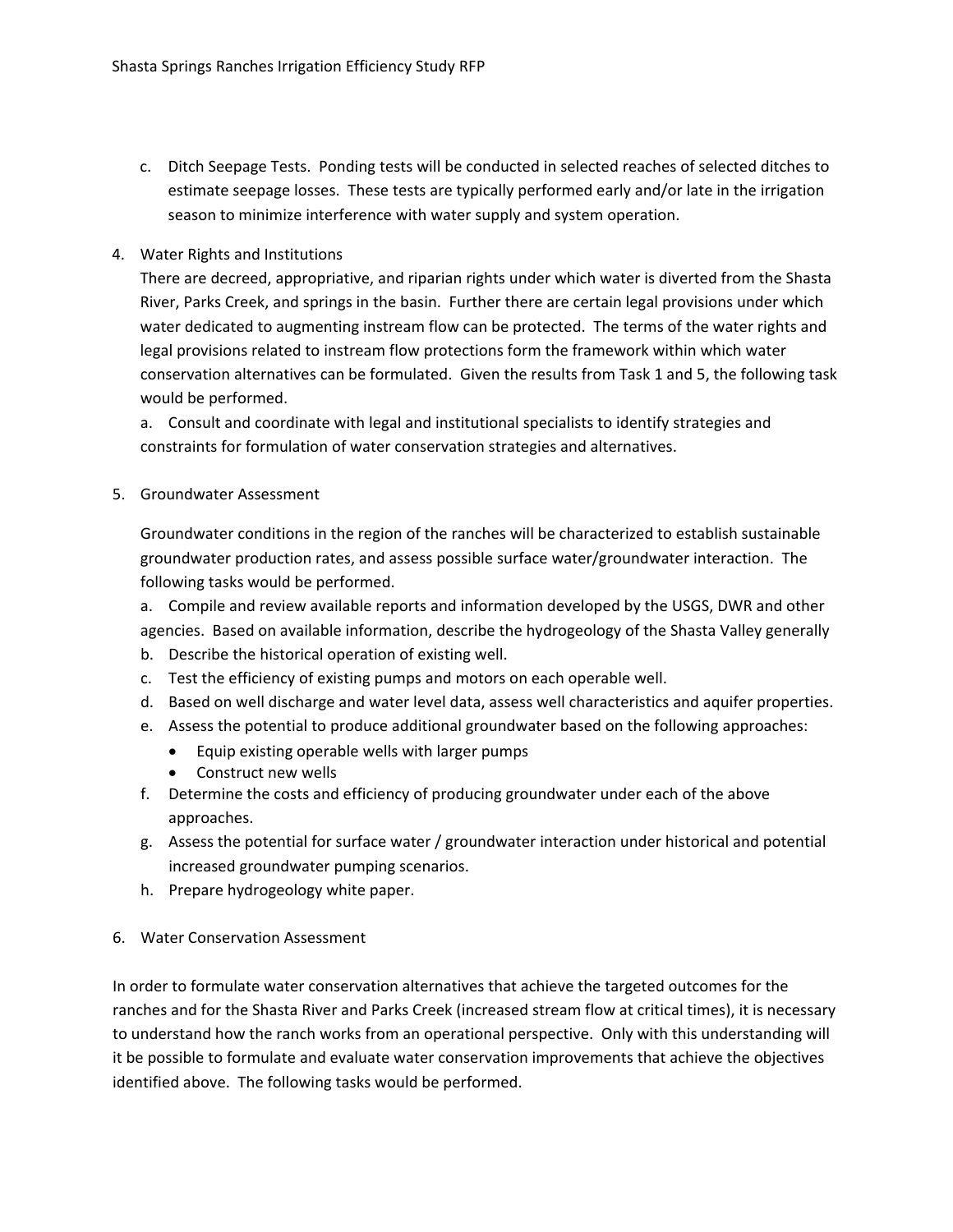c. Ditch Seepage Tests. Ponding tests will be conducted in selected reaches of selected ditches to estimate seepage losses. These tests are typically performed early and/or late in the irrigation season to minimize interference with water supply and system operation.

4. Water Rights and Institutions

   There are decreed, appropriative, and riparian rights under which water is diverted from the Shasta River, Parks Creek, and springs in the basin. Further there are certain legal provisions under which water dedicated to augmenting instream flow can be protected. The terms of the water rights and legal provisions related to instream flow protections form the framework within which water conservation alternatives can be formulated. Given the results from Task 1 and 5, the following task would be performed.

   a. Consult and coordinate with legal and institutional specialists to identify strategies and constraints for formulation of water conservation strategies and alternatives.

5. Groundwater Assessment

   Groundwater conditions in the region of the ranches will be characterized to establish sustainable groundwater production rates, and assess possible surface water/groundwater interaction. The following tasks would be performed.

   a. Compile and review available reports and information developed by the USGS, DWR and other agencies. Based on available information, describe the hydrogeology of the Shasta Valley generally
   b. Describe the historical operation of existing well.
   c. Test the efficiency of existing pumps and motors on each operable well.
   d. Based on well discharge and water level data, assess well characteristics and aquifer properties.
   e. Assess the potential to produce additional groundwater based on the following approaches:
      - Equip existing operable wells with larger pumps
      - Construct new wells
   f. Determine the costs and efficiency of producing groundwater under each of the above approaches.
   g. Assess the potential for surface water / groundwater interaction under historical and potential increased groundwater pumping scenarios.
   h. Prepare hydrogeology white paper.

6. Water Conservation Assessment

In order to formulate water conservation alternatives that achieve the targeted outcomes for the ranches and for the Shasta River and Parks Creek (increased stream flow at critical times), it is necessary to understand how the ranch works from an operational perspective. Only with this understanding will it be possible to formulate and evaluate water conservation improvements that achieve the objectives identified above. The following tasks would be performed.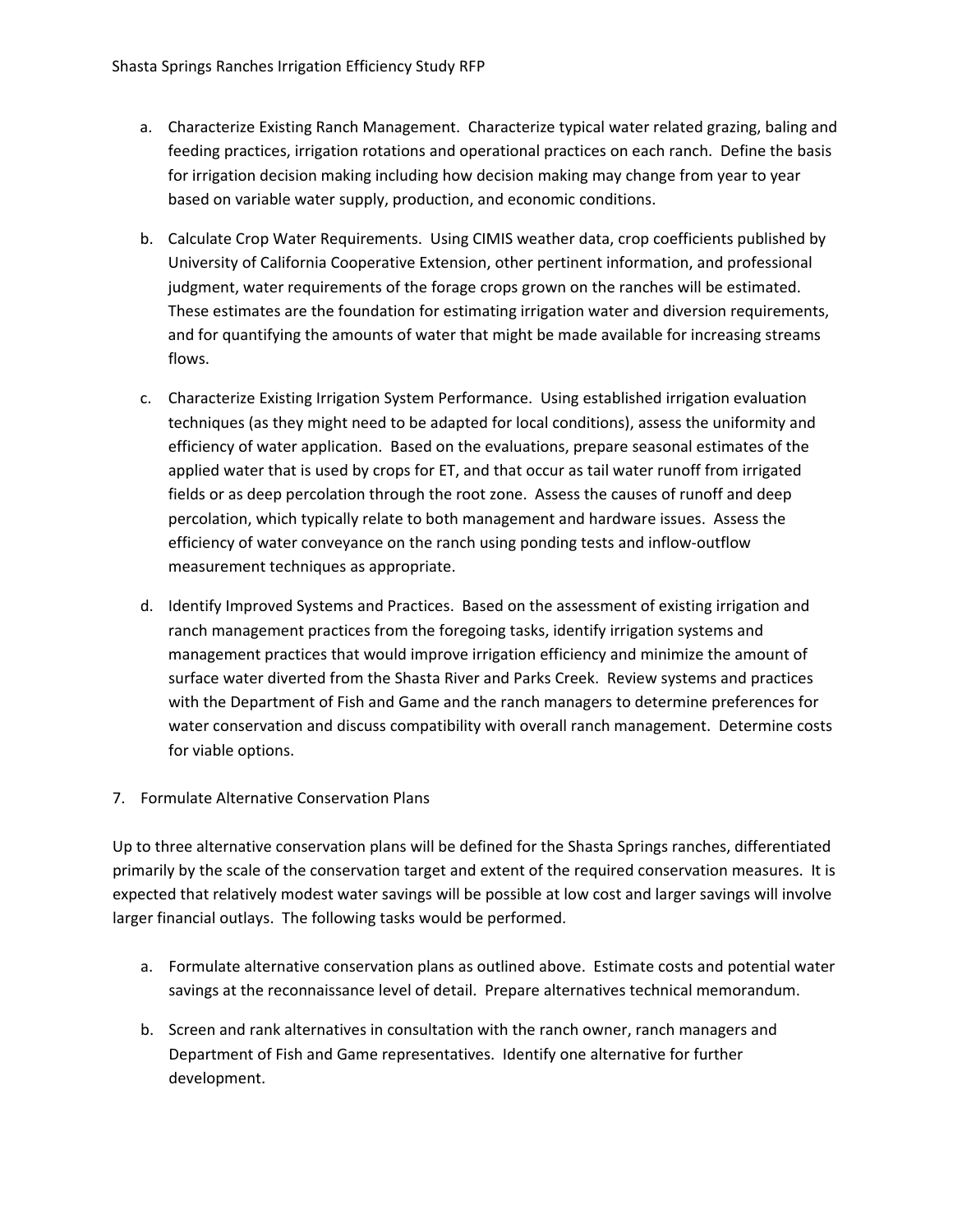a. Characterize Existing Ranch Management. Characterize typical water related grazing, baling and feeding practices, irrigation rotations and operational practices on each ranch. Define the basis for irrigation decision making including how decision making may change from year to year based on variable water supply, production, and economic conditions.

b. Calculate Crop Water Requirements. Using CIMIS weather data, crop coefficients published by University of California Cooperative Extension, other pertinent information, and professional judgment, water requirements of the forage crops grown on the ranches will be estimated. These estimates are the foundation for estimating irrigation water and diversion requirements, and for quantifying the amounts of water that might be made available for increasing streams flows.

c. Characterize Existing Irrigation System Performance. Using established irrigation evaluation techniques (as they might need to be adapted for local conditions), assess the uniformity and efficiency of water application. Based on the evaluations, prepare seasonal estimates of the applied water that is used by crops for ET, and that occur as tail water runoff from irrigated fields or as deep percolation through the root zone. Assess the causes of runoff and deep percolation, which typically relate to both management and hardware issues. Assess the efficiency of water conveyance on the ranch using ponding tests and inflow-outflow measurement techniques as appropriate.

d. Identify Improved Systems and Practices. Based on the assessment of existing irrigation and ranch management practices from the foregoing tasks, identify irrigation systems and management practices that would improve irrigation efficiency and minimize the amount of surface water diverted from the Shasta River and Parks Creek. Review systems and practices with the Department of Fish and Game and the ranch managers to determine preferences for water conservation and discuss compatibility with overall ranch management. Determine costs for viable options.

7. Formulate Alternative Conservation Plans

Up to three alternative conservation plans will be defined for the Shasta Springs ranches, differentiated primarily by the scale of the conservation target and extent of the required conservation measures. It is expected that relatively modest water savings will be possible at low cost and larger savings will involve larger financial outlays. The following tasks would be performed.

a. Formulate alternative conservation plans as outlined above. Estimate costs and potential water savings at the reconnaissance level of detail. Prepare alternatives technical memorandum.

b. Screen and rank alternatives in consultation with the ranch owner, ranch managers and Department of Fish and Game representatives. Identify one alternative for further development.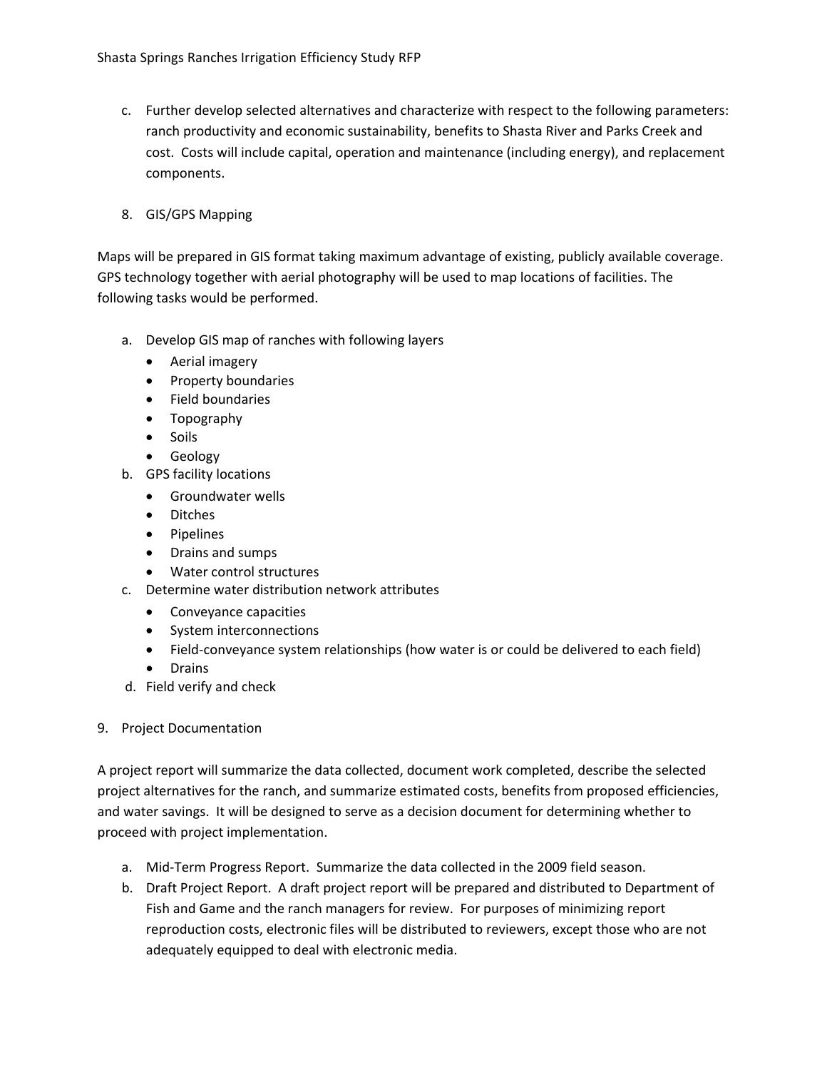c. Further develop selected alternatives and characterize with respect to the following parameters: ranch productivity and economic sustainability, benefits to Shasta River and Parks Creek and cost. Costs will include capital, operation and maintenance (including energy), and replacement components.

8. GIS/GPS Mapping

Maps will be prepared in GIS format taking maximum advantage of existing, publicly available coverage. GPS technology together with aerial photography will be used to map locations of facilities. The following tasks would be performed.

a. Develop GIS map of ranches with following layers
   - Aerial imagery
   - Property boundaries
   - Field boundaries
   - Topography
   - Soils
   - Geology
b. GPS facility locations
   - Groundwater wells
   - Ditches
   - Pipelines
   - Drains and sumps
   - Water control structures
c. Determine water distribution network attributes
   - Conveyance capacities
   - System interconnections
   - Field-conveyance system relationships (how water is or could be delivered to each field)
   - Drains
d. Field verify and check

9. Project Documentation

A project report will summarize the data collected, document work completed, describe the selected project alternatives for the ranch, and summarize estimated costs, benefits from proposed efficiencies, and water savings. It will be designed to serve as a decision document for determining whether to proceed with project implementation.

a. Mid-Term Progress Report. Summarize the data collected in the 2009 field season.
b. Draft Project Report. A draft project report will be prepared and distributed to Department of Fish and Game and the ranch managers for review. For purposes of minimizing report reproduction costs, electronic files will be distributed to reviewers, except those who are not adequately equipped to deal with electronic media.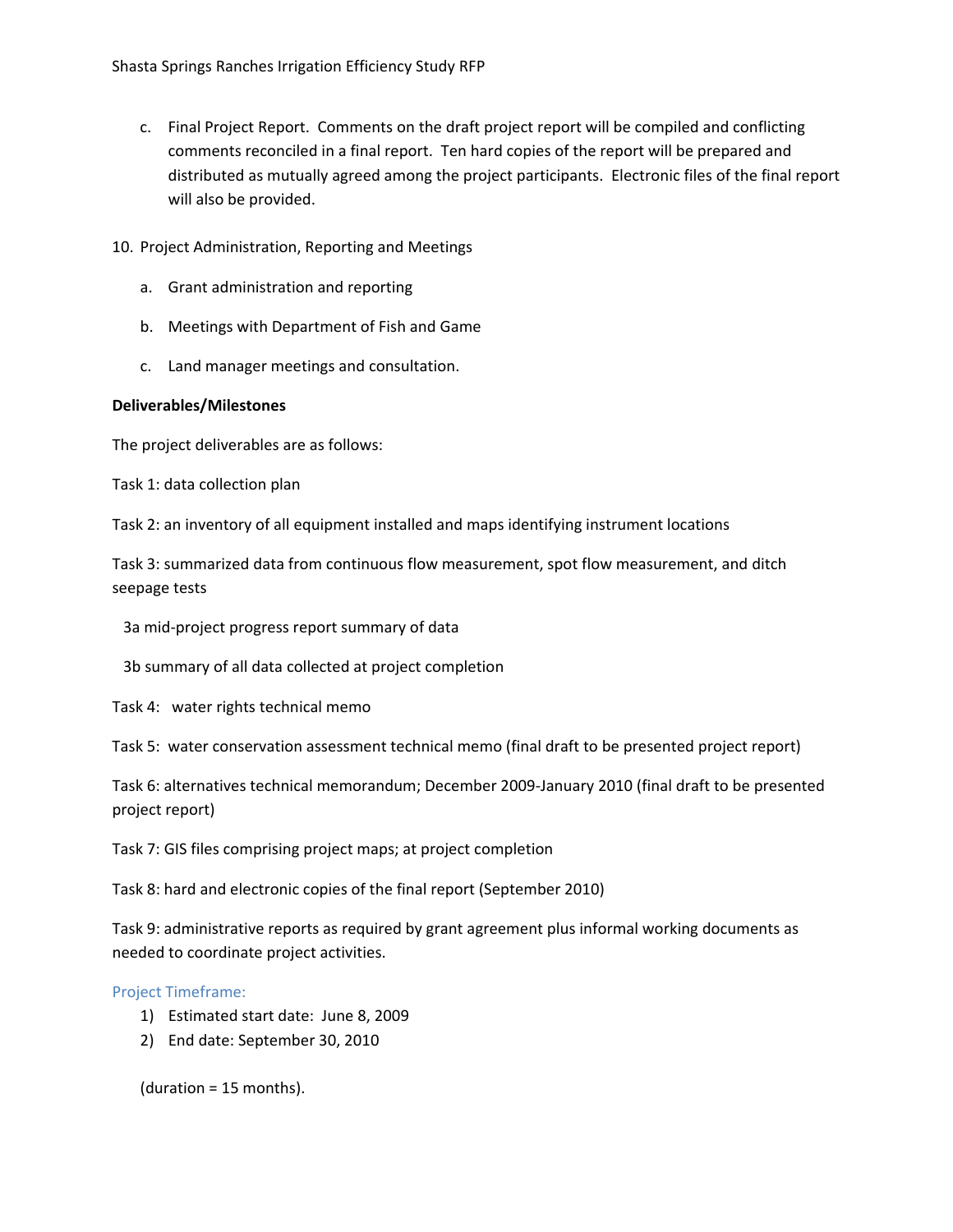c. Final Project Report. Comments on the draft project report will be compiled and conflicting comments reconciled in a final report. Ten hard copies of the report will be prepared and distributed as mutually agreed among the project participants. Electronic files of the final report will also be provided.

10. Project Administration, Reporting and Meetings

    a. Grant administration and reporting

    b. Meetings with Department of Fish and Game

    c. Land manager meetings and consultation.

**Deliverables/Milestones**

The project deliverables are as follows:

Task 1: data collection plan

Task 2: an inventory of all equipment installed and maps identifying instrument locations

Task 3: summarized data from continuous flow measurement, spot flow measurement, and ditch seepage tests

3a mid-project progress report summary of data

3b summary of all data collected at project completion

Task 4: water rights technical memo

Task 5: water conservation assessment technical memo (final draft to be presented project report)

Task 6: alternatives technical memorandum; December 2009-January 2010 (final draft to be presented project report)

Task 7: GIS files comprising project maps; at project completion

Task 8: hard and electronic copies of the final report (September 2010)

Task 9: administrative reports as required by grant agreement plus informal working documents as needed to coordinate project activities.

## Project Timeframe:

1) Estimated start date: June 8, 2009
2) End date: September 30, 2010

(duration = 15 months).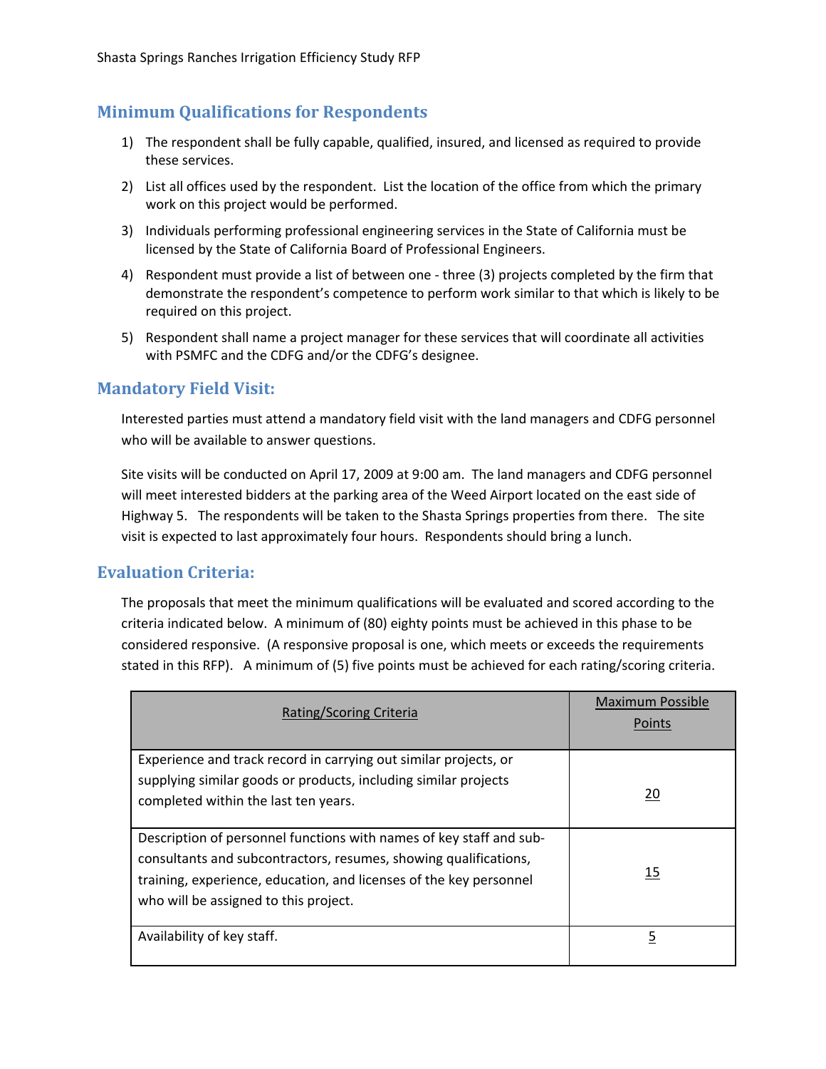## Minimum Qualifications for Respondents

1) The respondent shall be fully capable, qualified, insured, and licensed as required to provide these services.
2) List all offices used by the respondent. List the location of the office from which the primary work on this project would be performed.
3) Individuals performing professional engineering services in the State of California must be licensed by the State of California Board of Professional Engineers.
4) Respondent must provide a list of between one - three (3) projects completed by the firm that demonstrate the respondent's competence to perform work similar to that which is likely to be required on this project.
5) Respondent shall name a project manager for these services that will coordinate all activities with PSMFC and the CDFG and/or the CDFG's designee.

## Mandatory Field Visit:

Interested parties must attend a mandatory field visit with the land managers and CDFG personnel who will be available to answer questions.

Site visits will be conducted on April 17, 2009 at 9:00 am. The land managers and CDFG personnel will meet interested bidders at the parking area of the Weed Airport located on the east side of Highway 5. The respondents will be taken to the Shasta Springs properties from there. The site visit is expected to last approximately four hours. Respondents should bring a lunch.

## Evaluation Criteria:

The proposals that meet the minimum qualifications will be evaluated and scored according to the criteria indicated below. A minimum of (80) eighty points must be achieved in this phase to be considered responsive. (A responsive proposal is one, which meets or exceeds the requirements stated in this RFP). A minimum of (5) five points must be achieved for each rating/scoring criteria.

| Rating/Scoring Criteria | Maximum Possible Points |
|---|---|
| Experience and track record in carrying out similar projects, or supplying similar goods or products, including similar projects completed within the last ten years. | 20 |
| Description of personnel functions with names of key staff and sub-consultants and subcontractors, resumes, showing qualifications, training, experience, education, and licenses of the key personnel who will be assigned to this project. | 15 |
| Availability of key staff. | 5 |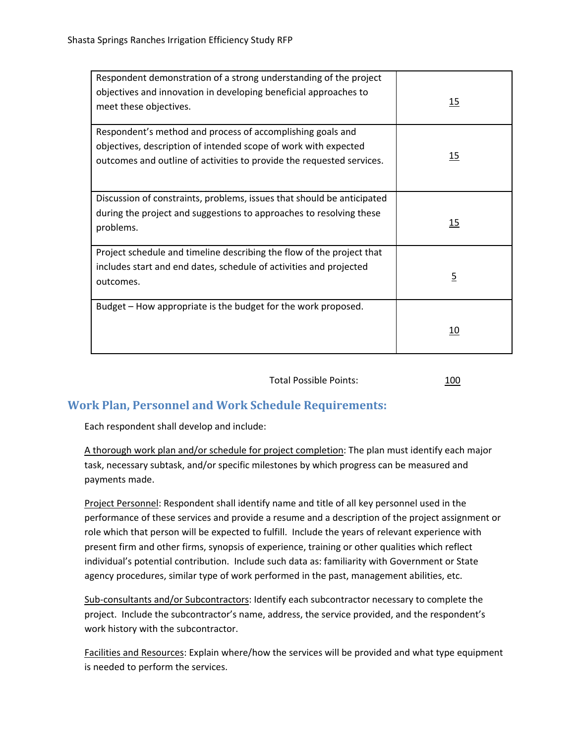| | |
|---|---|
| Respondent demonstration of a strong understanding of the project objectives and innovation in developing beneficial approaches to meet these objectives. | 15 |
| Respondent's method and process of accomplishing goals and objectives, description of intended scope of work with expected outcomes and outline of activities to provide the requested services. | 15 |
| Discussion of constraints, problems, issues that should be anticipated during the project and suggestions to approaches to resolving these problems. | 15 |
| Project schedule and timeline describing the flow of the project that includes start and end dates, schedule of activities and projected outcomes. | 5 |
| Budget – How appropriate is the budget for the work proposed. | 10 |

Total Possible Points: 100

## Work Plan, Personnel and Work Schedule Requirements:

Each respondent shall develop and include:

A thorough work plan and/or schedule for project completion: The plan must identify each major task, necessary subtask, and/or specific milestones by which progress can be measured and payments made.

Project Personnel: Respondent shall identify name and title of all key personnel used in the performance of these services and provide a resume and a description of the project assignment or role which that person will be expected to fulfill. Include the years of relevant experience with present firm and other firms, synopsis of experience, training or other qualities which reflect individual's potential contribution. Include such data as: familiarity with Government or State agency procedures, similar type of work performed in the past, management abilities, etc.

Sub-consultants and/or Subcontractors: Identify each subcontractor necessary to complete the project. Include the subcontractor's name, address, the service provided, and the respondent's work history with the subcontractor.

Facilities and Resources: Explain where/how the services will be provided and what type equipment is needed to perform the services.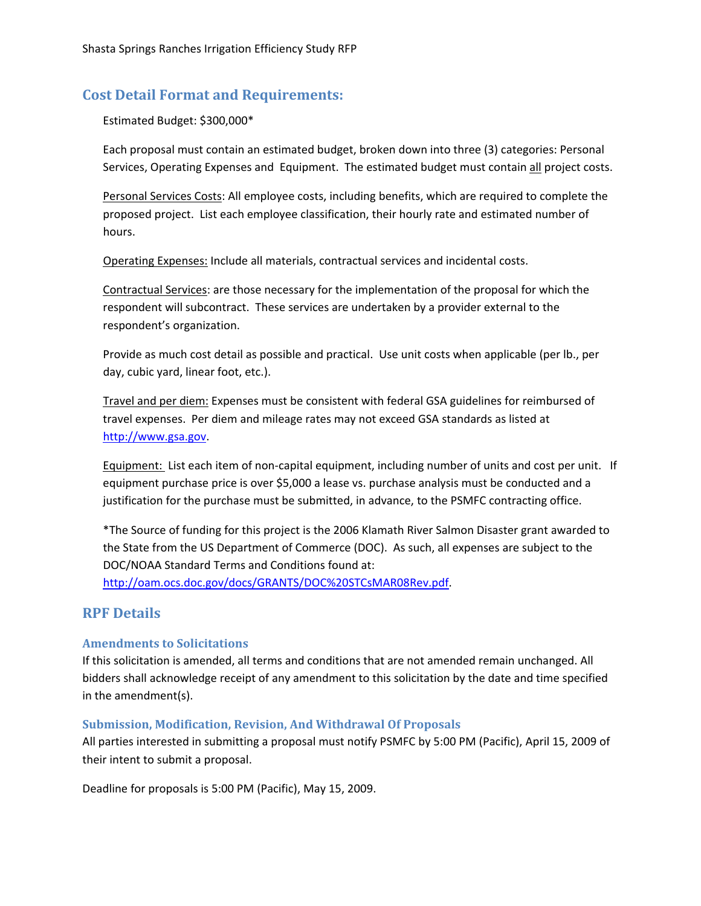## Cost Detail Format and Requirements:

Estimated Budget: $300,000*

Each proposal must contain an estimated budget, broken down into three (3) categories: Personal Services, Operating Expenses and Equipment. The estimated budget must contain all project costs.

Personal Services Costs: All employee costs, including benefits, which are required to complete the proposed project. List each employee classification, their hourly rate and estimated number of hours.

Operating Expenses: Include all materials, contractual services and incidental costs.

Contractual Services: are those necessary for the implementation of the proposal for which the respondent will subcontract. These services are undertaken by a provider external to the respondent's organization.

Provide as much cost detail as possible and practical. Use unit costs when applicable (per lb., per day, cubic yard, linear foot, etc.).

Travel and per diem: Expenses must be consistent with federal GSA guidelines for reimbursed of travel expenses. Per diem and mileage rates may not exceed GSA standards as listed at http://www.gsa.gov.

Equipment: List each item of non-capital equipment, including number of units and cost per unit. If equipment purchase price is over $5,000 a lease vs. purchase analysis must be conducted and a justification for the purchase must be submitted, in advance, to the PSMFC contracting office.

*The Source of funding for this project is the 2006 Klamath River Salmon Disaster grant awarded to the State from the US Department of Commerce (DOC). As such, all expenses are subject to the DOC/NOAA Standard Terms and Conditions found at: http://oam.ocs.doc.gov/docs/GRANTS/DOC%20STCsMAR08Rev.pdf.

## RPF Details

### Amendments to Solicitations

If this solicitation is amended, all terms and conditions that are not amended remain unchanged. All bidders shall acknowledge receipt of any amendment to this solicitation by the date and time specified in the amendment(s).

### Submission, Modification, Revision, And Withdrawal Of Proposals

All parties interested in submitting a proposal must notify PSMFC by 5:00 PM (Pacific), April 15, 2009 of their intent to submit a proposal.

Deadline for proposals is 5:00 PM (Pacific), May 15, 2009.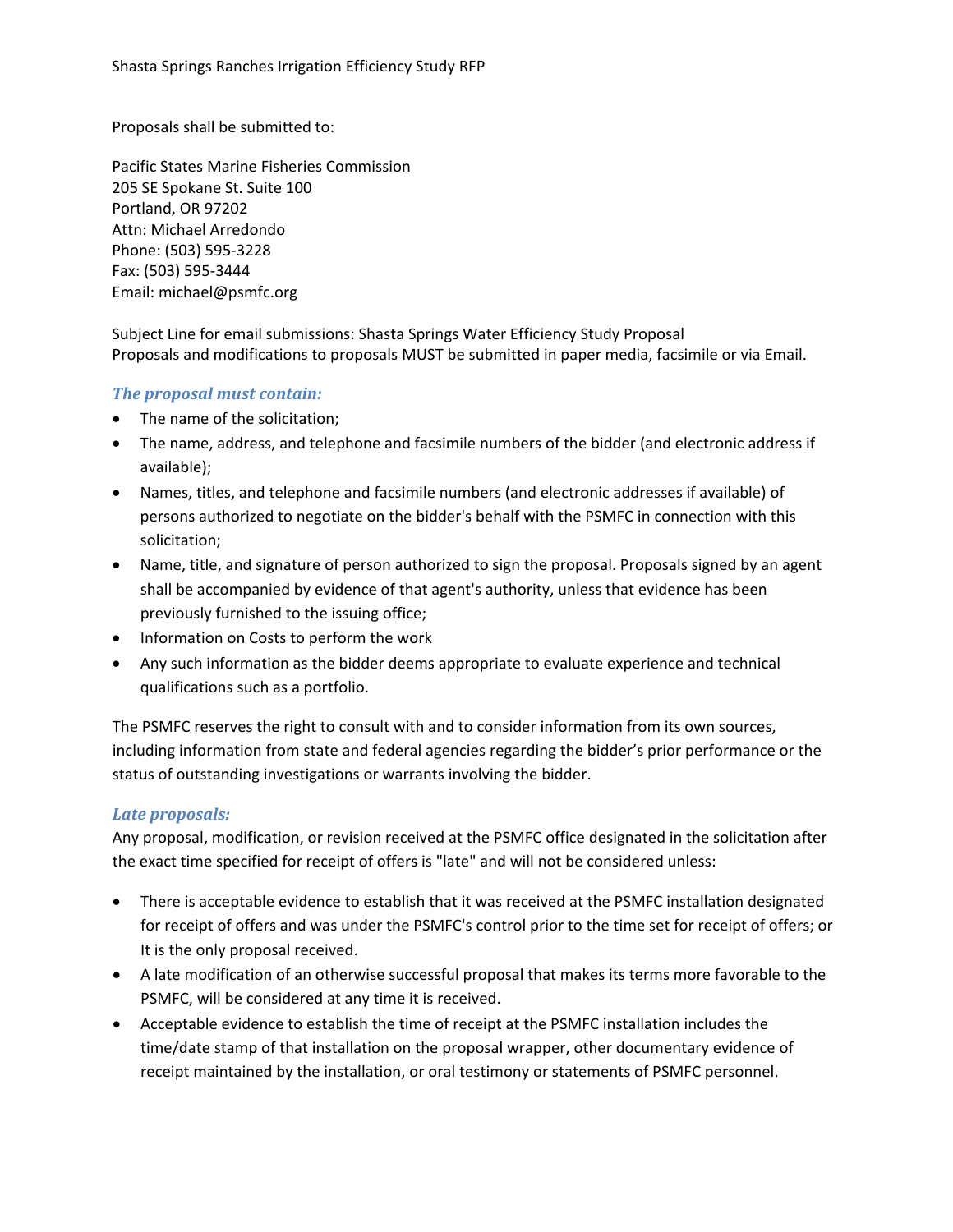Proposals shall be submitted to:

Pacific States Marine Fisheries Commission
205 SE Spokane St. Suite 100
Portland, OR 97202
Attn: Michael Arredondo
Phone: (503) 595-3228
Fax: (503) 595-3444
Email: michael@psmfc.org

Subject Line for email submissions: Shasta Springs Water Efficiency Study Proposal
Proposals and modifications to proposals MUST be submitted in paper media, facsimile or via Email.

### *The proposal must contain:*

- The name of the solicitation;
- The name, address, and telephone and facsimile numbers of the bidder (and electronic address if available);
- Names, titles, and telephone and facsimile numbers (and electronic addresses if available) of persons authorized to negotiate on the bidder's behalf with the PSMFC in connection with this solicitation;
- Name, title, and signature of person authorized to sign the proposal. Proposals signed by an agent shall be accompanied by evidence of that agent's authority, unless that evidence has been previously furnished to the issuing office;
- Information on Costs to perform the work
- Any such information as the bidder deems appropriate to evaluate experience and technical qualifications such as a portfolio.

The PSMFC reserves the right to consult with and to consider information from its own sources, including information from state and federal agencies regarding the bidder's prior performance or the status of outstanding investigations or warrants involving the bidder.

### *Late proposals:*

Any proposal, modification, or revision received at the PSMFC office designated in the solicitation after the exact time specified for receipt of offers is "late" and will not be considered unless:

- There is acceptable evidence to establish that it was received at the PSMFC installation designated for receipt of offers and was under the PSMFC's control prior to the time set for receipt of offers; or It is the only proposal received.
- A late modification of an otherwise successful proposal that makes its terms more favorable to the PSMFC, will be considered at any time it is received.
- Acceptable evidence to establish the time of receipt at the PSMFC installation includes the time/date stamp of that installation on the proposal wrapper, other documentary evidence of receipt maintained by the installation, or oral testimony or statements of PSMFC personnel.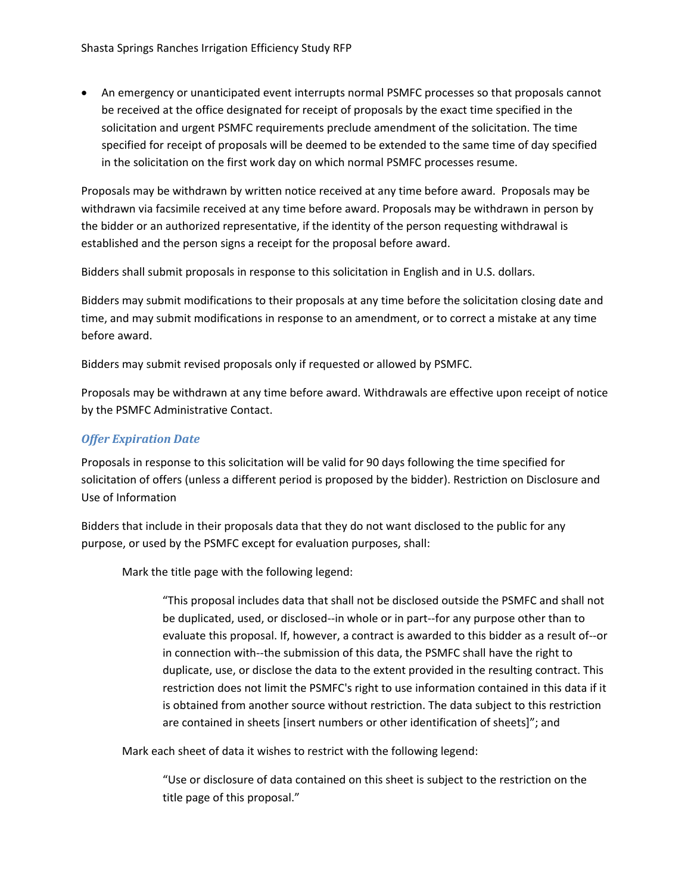- An emergency or unanticipated event interrupts normal PSMFC processes so that proposals cannot be received at the office designated for receipt of proposals by the exact time specified in the solicitation and urgent PSMFC requirements preclude amendment of the solicitation. The time specified for receipt of proposals will be deemed to be extended to the same time of day specified in the solicitation on the first work day on which normal PSMFC processes resume.

Proposals may be withdrawn by written notice received at any time before award. Proposals may be withdrawn via facsimile received at any time before award. Proposals may be withdrawn in person by the bidder or an authorized representative, if the identity of the person requesting withdrawal is established and the person signs a receipt for the proposal before award.

Bidders shall submit proposals in response to this solicitation in English and in U.S. dollars.

Bidders may submit modifications to their proposals at any time before the solicitation closing date and time, and may submit modifications in response to an amendment, or to correct a mistake at any time before award.

Bidders may submit revised proposals only if requested or allowed by PSMFC.

Proposals may be withdrawn at any time before award. Withdrawals are effective upon receipt of notice by the PSMFC Administrative Contact.

### *Offer Expiration Date*

Proposals in response to this solicitation will be valid for 90 days following the time specified for solicitation of offers (unless a different period is proposed by the bidder). Restriction on Disclosure and Use of Information

Bidders that include in their proposals data that they do not want disclosed to the public for any purpose, or used by the PSMFC except for evaluation purposes, shall:

> Mark the title page with the following legend:
>
> > "This proposal includes data that shall not be disclosed outside the PSMFC and shall not be duplicated, used, or disclosed--in whole or in part--for any purpose other than to evaluate this proposal. If, however, a contract is awarded to this bidder as a result of--or in connection with--the submission of this data, the PSMFC shall have the right to duplicate, use, or disclose the data to the extent provided in the resulting contract. This restriction does not limit the PSMFC's right to use information contained in this data if it is obtained from another source without restriction. The data subject to this restriction are contained in sheets [insert numbers or other identification of sheets]"; and
>
> Mark each sheet of data it wishes to restrict with the following legend:
>
> > "Use or disclosure of data contained on this sheet is subject to the restriction on the title page of this proposal."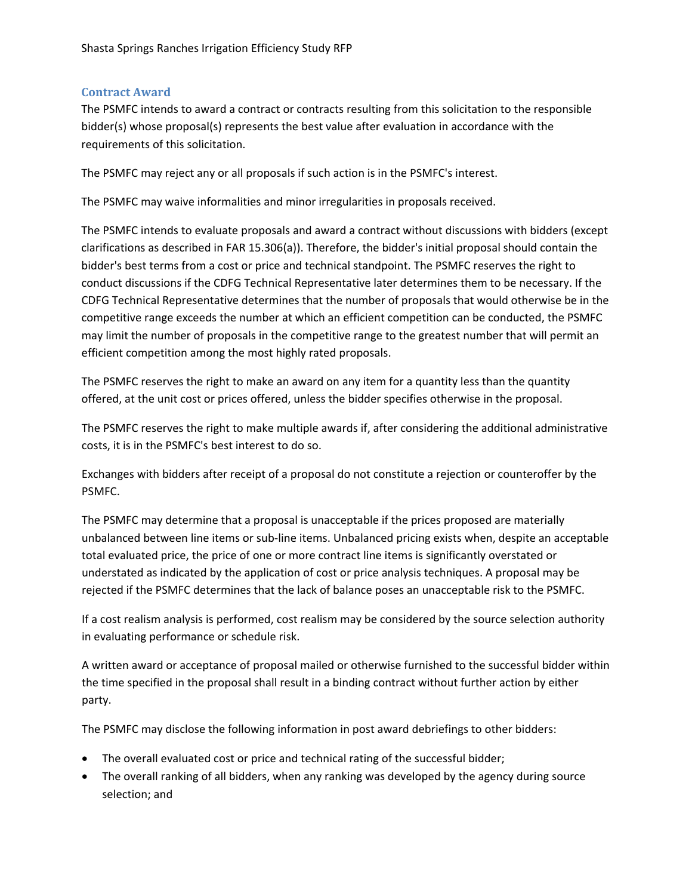## Contract Award

The PSMFC intends to award a contract or contracts resulting from this solicitation to the responsible bidder(s) whose proposal(s) represents the best value after evaluation in accordance with the requirements of this solicitation.

The PSMFC may reject any or all proposals if such action is in the PSMFC's interest.

The PSMFC may waive informalities and minor irregularities in proposals received.

The PSMFC intends to evaluate proposals and award a contract without discussions with bidders (except clarifications as described in FAR 15.306(a)). Therefore, the bidder's initial proposal should contain the bidder's best terms from a cost or price and technical standpoint. The PSMFC reserves the right to conduct discussions if the CDFG Technical Representative later determines them to be necessary. If the CDFG Technical Representative determines that the number of proposals that would otherwise be in the competitive range exceeds the number at which an efficient competition can be conducted, the PSMFC may limit the number of proposals in the competitive range to the greatest number that will permit an efficient competition among the most highly rated proposals.

The PSMFC reserves the right to make an award on any item for a quantity less than the quantity offered, at the unit cost or prices offered, unless the bidder specifies otherwise in the proposal.

The PSMFC reserves the right to make multiple awards if, after considering the additional administrative costs, it is in the PSMFC's best interest to do so.

Exchanges with bidders after receipt of a proposal do not constitute a rejection or counteroffer by the PSMFC.

The PSMFC may determine that a proposal is unacceptable if the prices proposed are materially unbalanced between line items or sub-line items. Unbalanced pricing exists when, despite an acceptable total evaluated price, the price of one or more contract line items is significantly overstated or understated as indicated by the application of cost or price analysis techniques. A proposal may be rejected if the PSMFC determines that the lack of balance poses an unacceptable risk to the PSMFC.

If a cost realism analysis is performed, cost realism may be considered by the source selection authority in evaluating performance or schedule risk.

A written award or acceptance of proposal mailed or otherwise furnished to the successful bidder within the time specified in the proposal shall result in a binding contract without further action by either party.

The PSMFC may disclose the following information in post award debriefings to other bidders:

- The overall evaluated cost or price and technical rating of the successful bidder;
- The overall ranking of all bidders, when any ranking was developed by the agency during source selection; and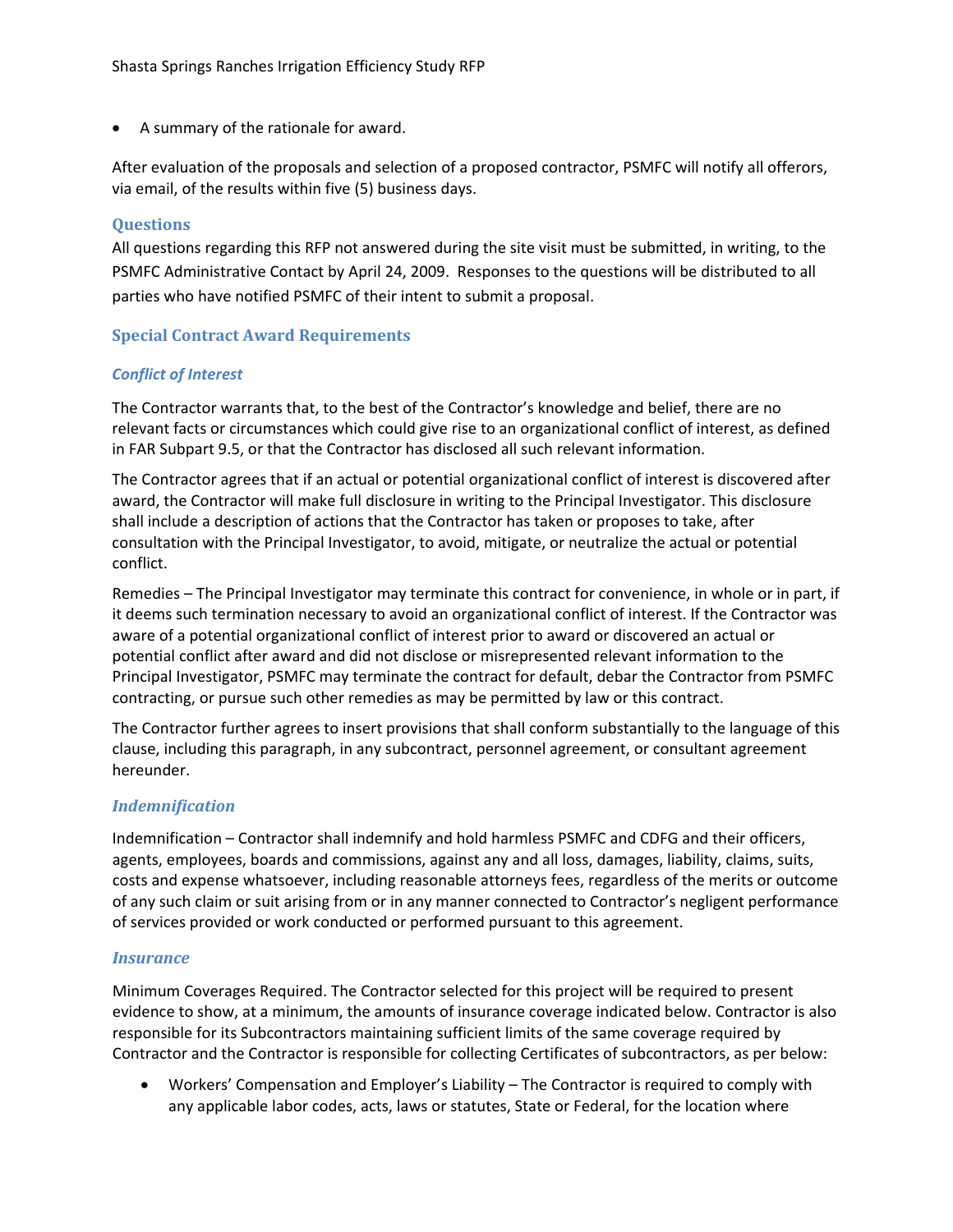- A summary of the rationale for award.

After evaluation of the proposals and selection of a proposed contractor, PSMFC will notify all offerors, via email, of the results within five (5) business days.

## Questions

All questions regarding this RFP not answered during the site visit must be submitted, in writing, to the PSMFC Administrative Contact by April 24, 2009. Responses to the questions will be distributed to all parties who have notified PSMFC of their intent to submit a proposal.

## Special Contract Award Requirements

### *Conflict of Interest*

The Contractor warrants that, to the best of the Contractor's knowledge and belief, there are no relevant facts or circumstances which could give rise to an organizational conflict of interest, as defined in FAR Subpart 9.5, or that the Contractor has disclosed all such relevant information.

The Contractor agrees that if an actual or potential organizational conflict of interest is discovered after award, the Contractor will make full disclosure in writing to the Principal Investigator. This disclosure shall include a description of actions that the Contractor has taken or proposes to take, after consultation with the Principal Investigator, to avoid, mitigate, or neutralize the actual or potential conflict.

Remedies – The Principal Investigator may terminate this contract for convenience, in whole or in part, if it deems such termination necessary to avoid an organizational conflict of interest. If the Contractor was aware of a potential organizational conflict of interest prior to award or discovered an actual or potential conflict after award and did not disclose or misrepresented relevant information to the Principal Investigator, PSMFC may terminate the contract for default, debar the Contractor from PSMFC contracting, or pursue such other remedies as may be permitted by law or this contract.

The Contractor further agrees to insert provisions that shall conform substantially to the language of this clause, including this paragraph, in any subcontract, personnel agreement, or consultant agreement hereunder.

### *Indemnification*

Indemnification – Contractor shall indemnify and hold harmless PSMFC and CDFG and their officers, agents, employees, boards and commissions, against any and all loss, damages, liability, claims, suits, costs and expense whatsoever, including reasonable attorneys fees, regardless of the merits or outcome of any such claim or suit arising from or in any manner connected to Contractor's negligent performance of services provided or work conducted or performed pursuant to this agreement.

### *Insurance*

Minimum Coverages Required. The Contractor selected for this project will be required to present evidence to show, at a minimum, the amounts of insurance coverage indicated below. Contractor is also responsible for its Subcontractors maintaining sufficient limits of the same coverage required by Contractor and the Contractor is responsible for collecting Certificates of subcontractors, as per below:

- Workers' Compensation and Employer's Liability – The Contractor is required to comply with any applicable labor codes, acts, laws or statutes, State or Federal, for the location where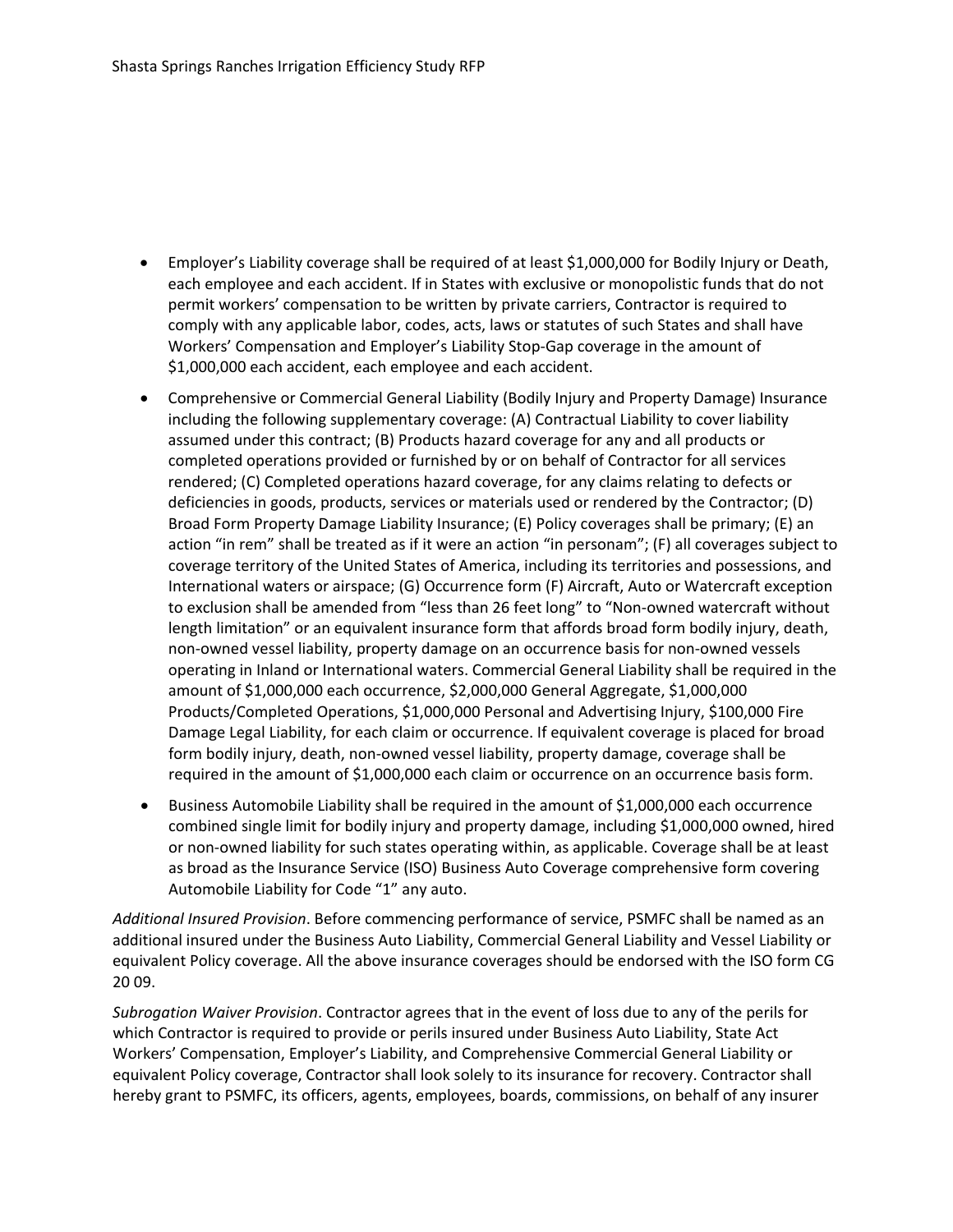- Employer's Liability coverage shall be required of at least $1,000,000 for Bodily Injury or Death, each employee and each accident. If in States with exclusive or monopolistic funds that do not permit workers' compensation to be written by private carriers, Contractor is required to comply with any applicable labor, codes, acts, laws or statutes of such States and shall have Workers' Compensation and Employer's Liability Stop-Gap coverage in the amount of $1,000,000 each accident, each employee and each accident.
- Comprehensive or Commercial General Liability (Bodily Injury and Property Damage) Insurance including the following supplementary coverage: (A) Contractual Liability to cover liability assumed under this contract; (B) Products hazard coverage for any and all products or completed operations provided or furnished by or on behalf of Contractor for all services rendered; (C) Completed operations hazard coverage, for any claims relating to defects or deficiencies in goods, products, services or materials used or rendered by the Contractor; (D) Broad Form Property Damage Liability Insurance; (E) Policy coverages shall be primary; (E) an action "in rem" shall be treated as if it were an action "in personam"; (F) all coverages subject to coverage territory of the United States of America, including its territories and possessions, and International waters or airspace; (G) Occurrence form (F) Aircraft, Auto or Watercraft exception to exclusion shall be amended from "less than 26 feet long" to "Non-owned watercraft without length limitation" or an equivalent insurance form that affords broad form bodily injury, death, non-owned vessel liability, property damage on an occurrence basis for non-owned vessels operating in Inland or International waters. Commercial General Liability shall be required in the amount of $1,000,000 each occurrence, $2,000,000 General Aggregate, $1,000,000 Products/Completed Operations, $1,000,000 Personal and Advertising Injury, $100,000 Fire Damage Legal Liability, for each claim or occurrence. If equivalent coverage is placed for broad form bodily injury, death, non-owned vessel liability, property damage, coverage shall be required in the amount of $1,000,000 each claim or occurrence on an occurrence basis form.
- Business Automobile Liability shall be required in the amount of $1,000,000 each occurrence combined single limit for bodily injury and property damage, including $1,000,000 owned, hired or non-owned liability for such states operating within, as applicable. Coverage shall be at least as broad as the Insurance Service (ISO) Business Auto Coverage comprehensive form covering Automobile Liability for Code "1" any auto.

*Additional Insured Provision*. Before commencing performance of service, PSMFC shall be named as an additional insured under the Business Auto Liability, Commercial General Liability and Vessel Liability or equivalent Policy coverage. All the above insurance coverages should be endorsed with the ISO form CG 20 09.

*Subrogation Waiver Provision*. Contractor agrees that in the event of loss due to any of the perils for which Contractor is required to provide or perils insured under Business Auto Liability, State Act Workers' Compensation, Employer's Liability, and Comprehensive Commercial General Liability or equivalent Policy coverage, Contractor shall look solely to its insurance for recovery. Contractor shall hereby grant to PSMFC, its officers, agents, employees, boards, commissions, on behalf of any insurer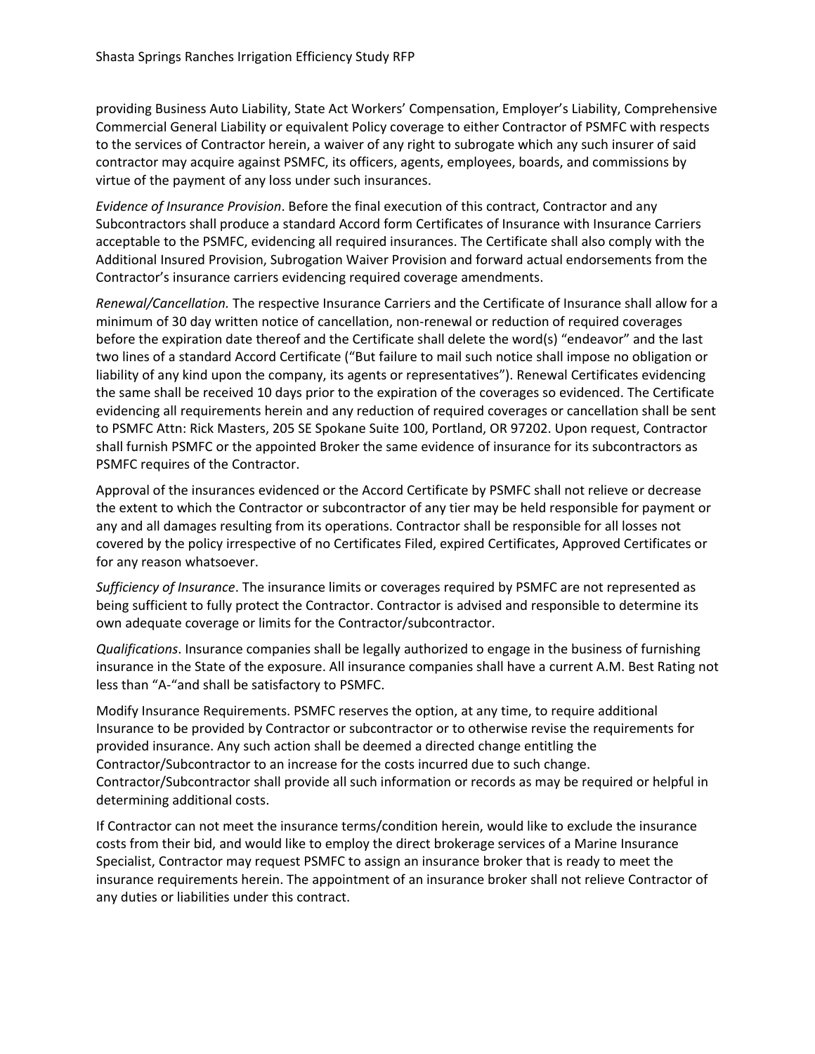providing Business Auto Liability, State Act Workers' Compensation, Employer's Liability, Comprehensive Commercial General Liability or equivalent Policy coverage to either Contractor of PSMFC with respects to the services of Contractor herein, a waiver of any right to subrogate which any such insurer of said contractor may acquire against PSMFC, its officers, agents, employees, boards, and commissions by virtue of the payment of any loss under such insurances.

*Evidence of Insurance Provision*. Before the final execution of this contract, Contractor and any Subcontractors shall produce a standard Accord form Certificates of Insurance with Insurance Carriers acceptable to the PSMFC, evidencing all required insurances. The Certificate shall also comply with the Additional Insured Provision, Subrogation Waiver Provision and forward actual endorsements from the Contractor's insurance carriers evidencing required coverage amendments.

*Renewal/Cancellation.* The respective Insurance Carriers and the Certificate of Insurance shall allow for a minimum of 30 day written notice of cancellation, non-renewal or reduction of required coverages before the expiration date thereof and the Certificate shall delete the word(s) "endeavor" and the last two lines of a standard Accord Certificate ("But failure to mail such notice shall impose no obligation or liability of any kind upon the company, its agents or representatives"). Renewal Certificates evidencing the same shall be received 10 days prior to the expiration of the coverages so evidenced. The Certificate evidencing all requirements herein and any reduction of required coverages or cancellation shall be sent to PSMFC Attn: Rick Masters, 205 SE Spokane Suite 100, Portland, OR 97202. Upon request, Contractor shall furnish PSMFC or the appointed Broker the same evidence of insurance for its subcontractors as PSMFC requires of the Contractor.

Approval of the insurances evidenced or the Accord Certificate by PSMFC shall not relieve or decrease the extent to which the Contractor or subcontractor of any tier may be held responsible for payment or any and all damages resulting from its operations. Contractor shall be responsible for all losses not covered by the policy irrespective of no Certificates Filed, expired Certificates, Approved Certificates or for any reason whatsoever.

*Sufficiency of Insurance*. The insurance limits or coverages required by PSMFC are not represented as being sufficient to fully protect the Contractor. Contractor is advised and responsible to determine its own adequate coverage or limits for the Contractor/subcontractor.

*Qualifications*. Insurance companies shall be legally authorized to engage in the business of furnishing insurance in the State of the exposure. All insurance companies shall have a current A.M. Best Rating not less than "A-"and shall be satisfactory to PSMFC.

Modify Insurance Requirements. PSMFC reserves the option, at any time, to require additional Insurance to be provided by Contractor or subcontractor or to otherwise revise the requirements for provided insurance. Any such action shall be deemed a directed change entitling the Contractor/Subcontractor to an increase for the costs incurred due to such change. Contractor/Subcontractor shall provide all such information or records as may be required or helpful in determining additional costs.

If Contractor can not meet the insurance terms/condition herein, would like to exclude the insurance costs from their bid, and would like to employ the direct brokerage services of a Marine Insurance Specialist, Contractor may request PSMFC to assign an insurance broker that is ready to meet the insurance requirements herein. The appointment of an insurance broker shall not relieve Contractor of any duties or liabilities under this contract.